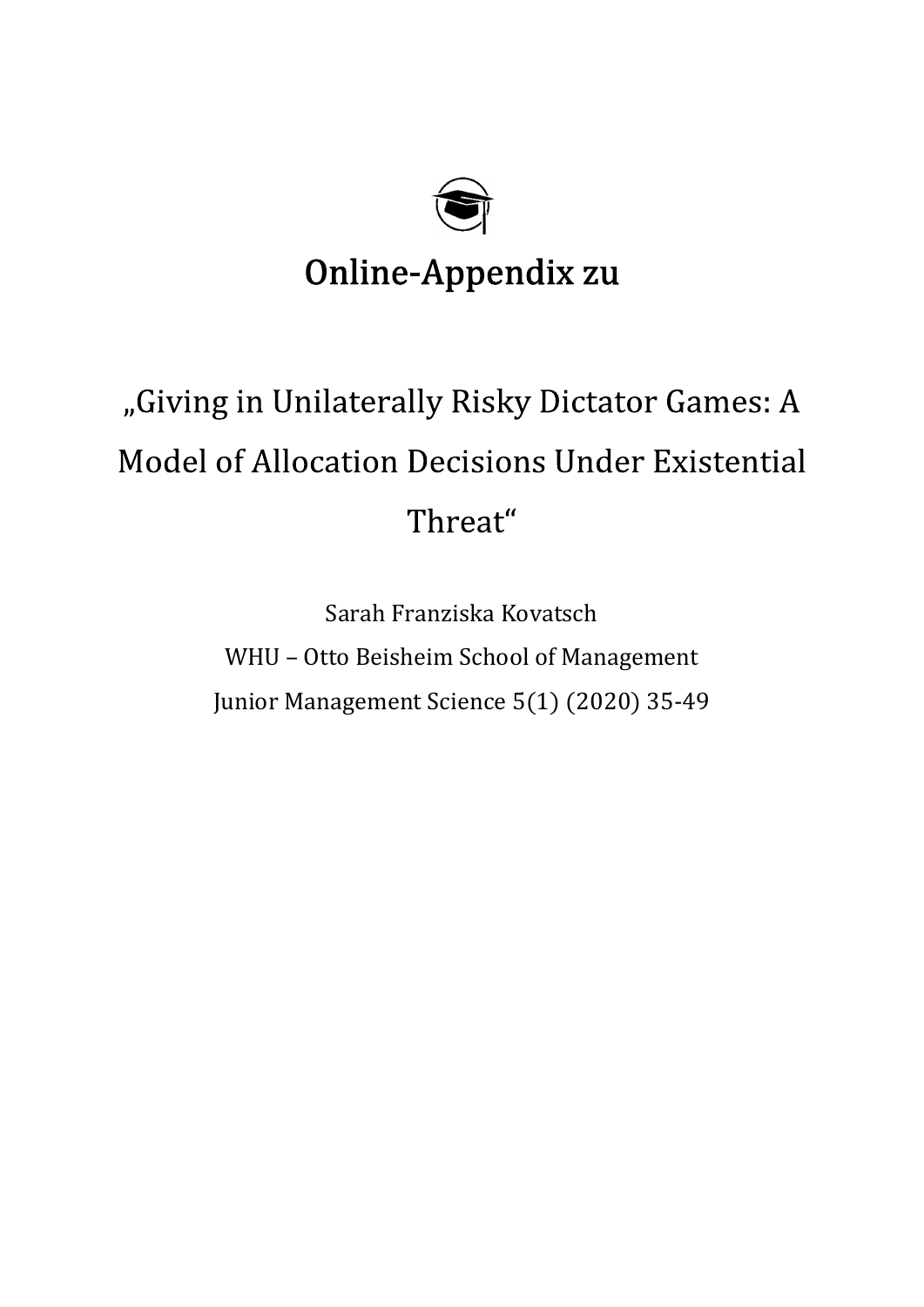# Online-Appendix zu

„Giving in Unilaterally Risky Dictator Games: A Model of Allocation Decisions Under Existential Threat“

Sarah Franziska Kovatsch

WHU – Otto Beisheim School of Management

Junior Management Science 5(1) (2020) 35-49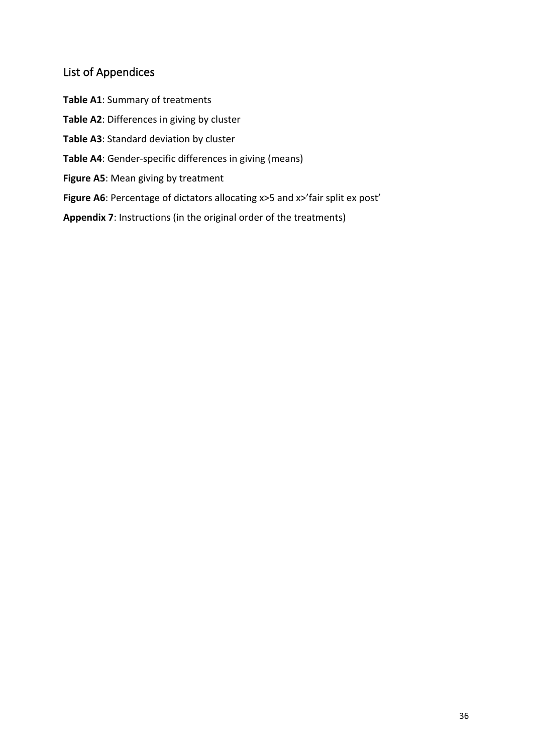## List of Appendices

**Table A1**: Summary of treatments

**Table A2**: Differences in giving by cluster

**Table A3**: Standard deviation by cluster

**Table A4**: Gender-specific differences in giving (means)

**Figure A5**: Mean giving by treatment

**Figure A6**: Percentage of dictators allocating x>5 and x>'fair split ex post'

**Appendix 7**: Instructions (in the original order of the treatments)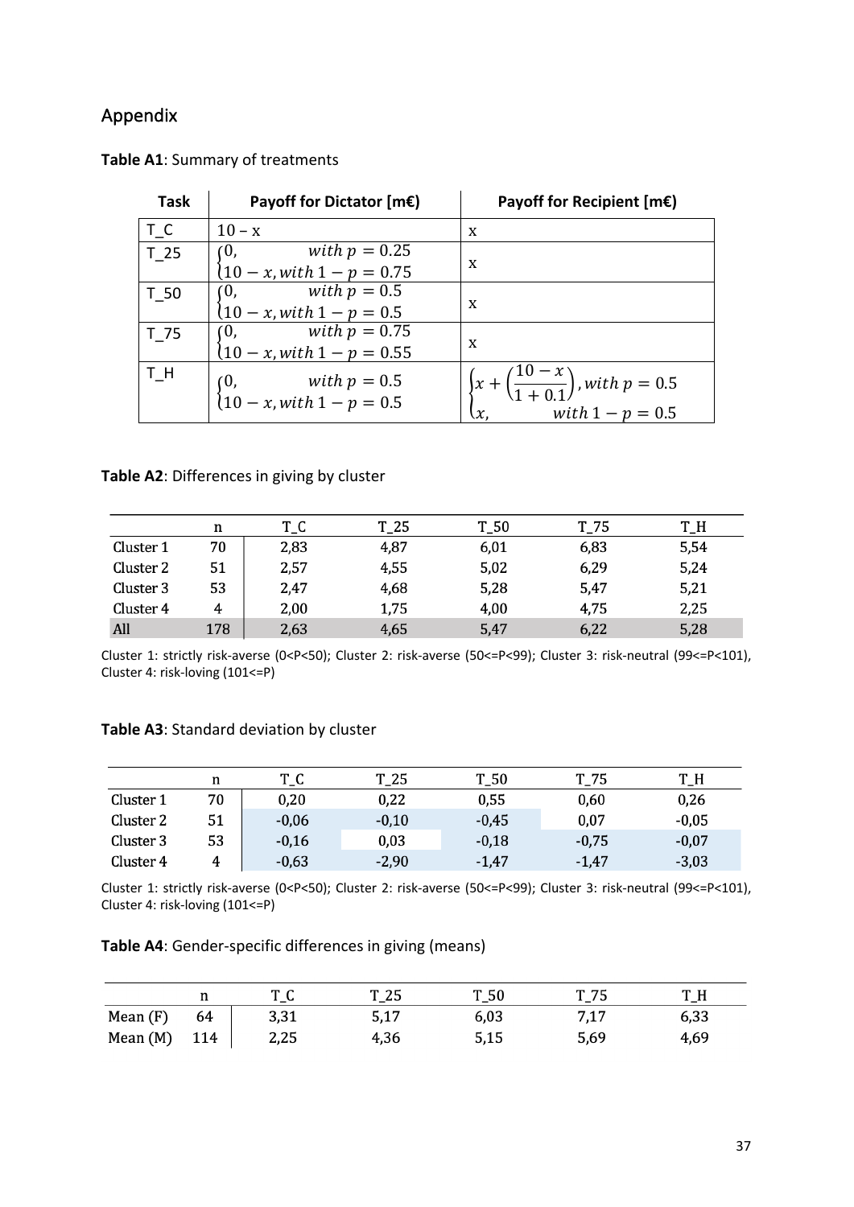## Appendix

**Table A1**: Summary of treatments

| Task | Payoff for Dictator [m€) | Payoff for Recipient [m€) |
|---|---|---|
| T_C | $10 - x$ | x |
| T_25 | $\begin{cases} 0, & with\ p = 0.25 \\ 10 - x, with\ 1 - p = 0.75 \end{cases}$ | x |
| T_50 | $\begin{cases} 0, & with\ p = 0.5 \\ 10 - x, with\ 1 - p = 0.5 \end{cases}$ | x |
| T_75 | $\begin{cases} 0, & with\ p = 0.75 \\ 10 - x, with\ 1 - p = 0.55 \end{cases}$ | x |
| T_H | $\begin{cases} 0, & with\ p = 0.5 \\ 10 - x, with\ 1 - p = 0.5 \end{cases}$ | $\begin{cases} x + \left(\frac{10 - x}{1 + 0.1}\right), with\ p = 0.5 \\ x, \quad with\ 1 - p = 0.5 \end{cases}$ |

**Table A2**: Differences in giving by cluster

| | n | T_C | T_25 | T_50 | T_75 | T_H |
|---|---|---|---|---|---|---|
| Cluster 1 | 70 | 2,83 | 4,87 | 6,01 | 6,83 | 5,54 |
| Cluster 2 | 51 | 2,57 | 4,55 | 5,02 | 6,29 | 5,24 |
| Cluster 3 | 53 | 2,47 | 4,68 | 5,28 | 5,47 | 5,21 |
| Cluster 4 | 4 | 2,00 | 1,75 | 4,00 | 4,75 | 2,25 |
| All | 178 | 2,63 | 4,65 | 5,47 | 6,22 | 5,28 |

Cluster 1: strictly risk-averse (0<P<50); Cluster 2: risk-averse (50<=P<99); Cluster 3: risk-neutral (99<=P<101), Cluster 4: risk-loving (101<=P)

**Table A3**: Standard deviation by cluster

| | n | T_C | T_25 | T_50 | T_75 | T_H |
|---|---|---|---|---|---|---|
| Cluster 1 | 70 | 0,20 | 0,22 | 0,55 | 0,60 | 0,26 |
| Cluster 2 | 51 | -0,06 | -0,10 | -0,45 | 0,07 | -0,05 |
| Cluster 3 | 53 | -0,16 | 0,03 | -0,18 | -0,75 | -0,07 |
| Cluster 4 | 4 | -0,63 | -2,90 | -1,47 | -1,47 | -3,03 |

Cluster 1: strictly risk-averse (0<P<50); Cluster 2: risk-averse (50<=P<99); Cluster 3: risk-neutral (99<=P<101), Cluster 4: risk-loving (101<=P)

**Table A4**: Gender-specific differences in giving (means)

| | n | T_C | T_25 | T_50 | T_75 | T_H |
|---|---|---|---|---|---|---|
| Mean (F) | 64 | 3,31 | 5,17 | 6,03 | 7,17 | 6,33 |
| Mean (M) | 114 | 2,25 | 4,36 | 5,15 | 5,69 | 4,69 |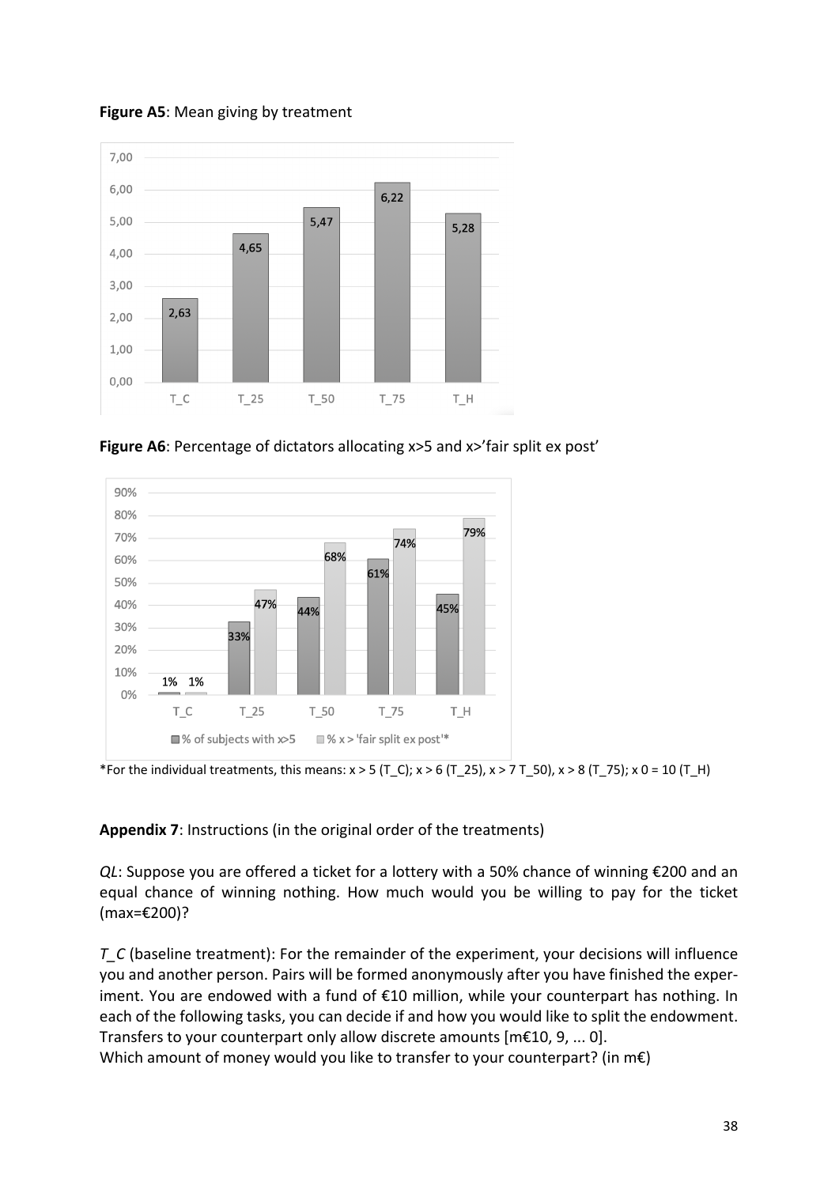**Figure A5**: Mean giving by treatment

| Treatment | Mean giving |
|---|---|
| T_C | 2,63 |
| T_25 | 4,65 |
| T_50 | 5,47 |
| T_75 | 6,22 |
| T_H | 5,28 |

**Figure A6**: Percentage of dictators allocating x>5 and x>'fair split ex post'

| Treatment | % of subjects with x>5 | % x > 'fair split ex post'* |
|---|---|---|
| T_C | 1% | 1% |
| T_25 | 33% | 47% |
| T_50 | 44% | 68% |
| T_75 | 61% | 74% |
| T_H | 45% | 79% |

*For the individual treatments, this means: x > 5 (T_C); x > 6 (T_25), x > 7 T_50), x > 8 (T_75); x 0 = 10 (T_H)

**Appendix 7**: Instructions (in the original order of the treatments)

*QL*: Suppose you are offered a ticket for a lottery with a 50% chance of winning €200 and an equal chance of winning nothing. How much would you be willing to pay for the ticket (max=€200)?

*T_C* (baseline treatment): For the remainder of the experiment, your decisions will influence you and another person. Pairs will be formed anonymously after you have finished the experiment. You are endowed with a fund of €10 million, while your counterpart has nothing. In each of the following tasks, you can decide if and how you would like to split the endowment. Transfers to your counterpart only allow discrete amounts [m€10, 9, ... 0].
Which amount of money would you like to transfer to your counterpart? (in m€)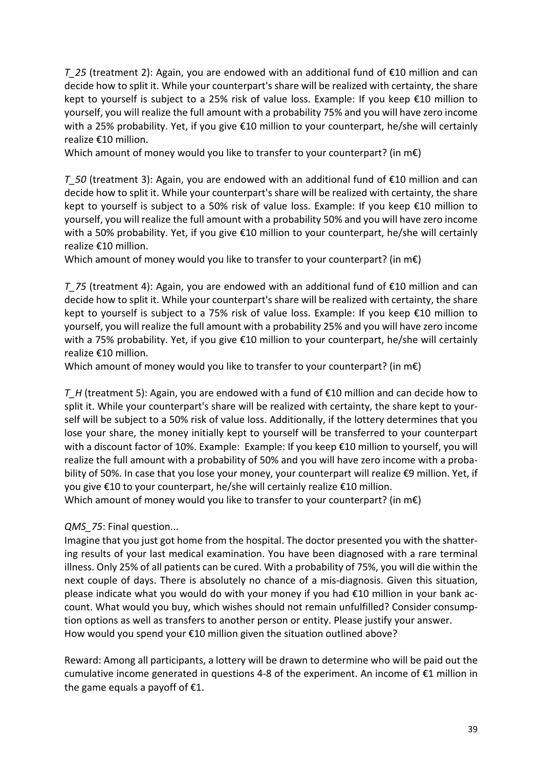*T_25* (treatment 2): Again, you are endowed with an additional fund of €10 million and can decide how to split it. While your counterpart's share will be realized with certainty, the share kept to yourself is subject to a 25% risk of value loss. Example: If you keep €10 million to yourself, you will realize the full amount with a probability 75% and you will have zero income with a 25% probability. Yet, if you give €10 million to your counterpart, he/she will certainly realize €10 million.
Which amount of money would you like to transfer to your counterpart? (in m€)

*T_50* (treatment 3): Again, you are endowed with an additional fund of €10 million and can decide how to split it. While your counterpart's share will be realized with certainty, the share kept to yourself is subject to a 50% risk of value loss. Example: If you keep €10 million to yourself, you will realize the full amount with a probability 50% and you will have zero income with a 50% probability. Yet, if you give €10 million to your counterpart, he/she will certainly realize €10 million.
Which amount of money would you like to transfer to your counterpart? (in m€)

*T_75* (treatment 4): Again, you are endowed with an additional fund of €10 million and can decide how to split it. While your counterpart's share will be realized with certainty, the share kept to yourself is subject to a 75% risk of value loss. Example: If you keep €10 million to yourself, you will realize the full amount with a probability 25% and you will have zero income with a 75% probability. Yet, if you give €10 million to your counterpart, he/she will certainly realize €10 million.
Which amount of money would you like to transfer to your counterpart? (in m€)

*T_H* (treatment 5): Again, you are endowed with a fund of €10 million and can decide how to split it. While your counterpart's share will be realized with certainty, the share kept to yourself will be subject to a 50% risk of value loss. Additionally, if the lottery determines that you lose your share, the money initially kept to yourself will be transferred to your counterpart with a discount factor of 10%. Example: Example: If you keep €10 million to yourself, you will realize the full amount with a probability of 50% and you will have zero income with a probability of 50%. In case that you lose your money, your counterpart will realize €9 million. Yet, if you give €10 to your counterpart, he/she will certainly realize €10 million.
Which amount of money would you like to transfer to your counterpart? (in m€)

*QMS_75*: Final question...
Imagine that you just got home from the hospital. The doctor presented you with the shattering results of your last medical examination. You have been diagnosed with a rare terminal illness. Only 25% of all patients can be cured. With a probability of 75%, you will die within the next couple of days. There is absolutely no chance of a mis-diagnosis. Given this situation, please indicate what you would do with your money if you had €10 million in your bank account. What would you buy, which wishes should not remain unfulfilled? Consider consumption options as well as transfers to another person or entity. Please justify your answer.
How would you spend your €10 million given the situation outlined above?

Reward: Among all participants, a lottery will be drawn to determine who will be paid out the cumulative income generated in questions 4-8 of the experiment. An income of €1 million in the game equals a payoff of €1.